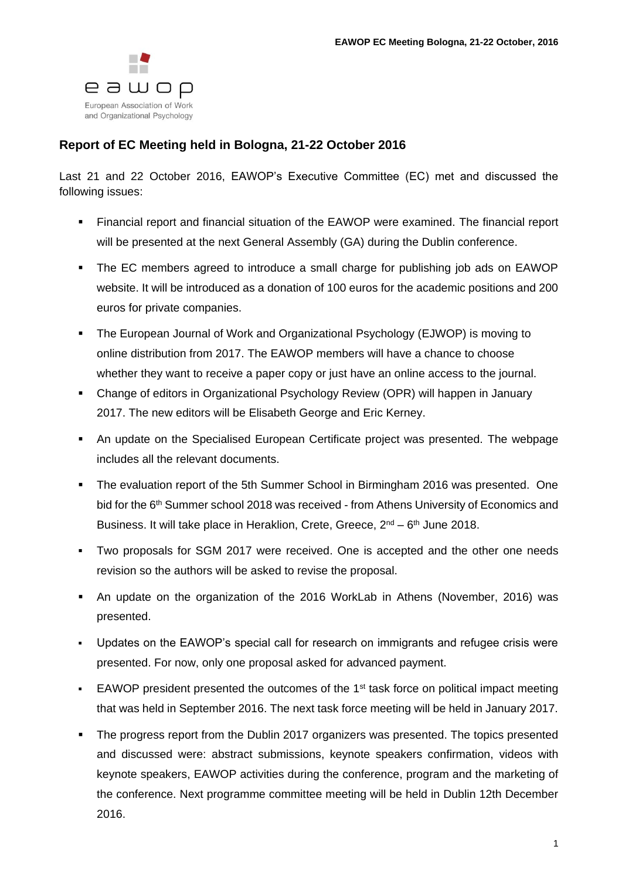# Report of EC Meeting held in Bologna, 21-22 October 2016

Last 21 and 22 October 2016, EAWOP's Executive Committee (EC) met and discussed the following issues:

- Financial report and financial situation of the EAWOP were examined. The financial report will be presented at the next General Assembly (GA) during the Dublin conference.
- The EC members agreed to introduce a small charge for publishing job ads on EAWOP website. It will be introduced as a donation of 100 euros for the academic positions and 200 euros for private companies.
- The European Journal of Work and Organizational Psychology (EJWOP) is moving to online distribution from 2017. The EAWOP members will have a chance to choose whether they want to receive a paper copy or just have an online access to the journal.
- Change of editors in Organizational Psychology Review (OPR) will happen in January 2017. The new editors will be Elisabeth George and Eric Kerney.
- An update on the Specialised European Certificate project was presented. The webpage includes all the relevant documents.
- The evaluation report of the 5th Summer School in Birmingham 2016 was presented. One bid for the 6th Summer school 2018 was received - from Athens University of Economics and Business. It will take place in Heraklion, Crete, Greece, 2nd – 6th June 2018.
- Two proposals for SGM 2017 were received. One is accepted and the other one needs revision so the authors will be asked to revise the proposal.
- An update on the organization of the 2016 WorkLab in Athens (November, 2016) was presented.
- Updates on the EAWOP's special call for research on immigrants and refugee crisis were presented. For now, only one proposal asked for advanced payment.
- EAWOP president presented the outcomes of the 1st task force on political impact meeting that was held in September 2016. The next task force meeting will be held in January 2017.
- The progress report from the Dublin 2017 organizers was presented. The topics presented and discussed were: abstract submissions, keynote speakers confirmation, videos with keynote speakers, EAWOP activities during the conference, program and the marketing of the conference. Next programme committee meeting will be held in Dublin 12th December 2016.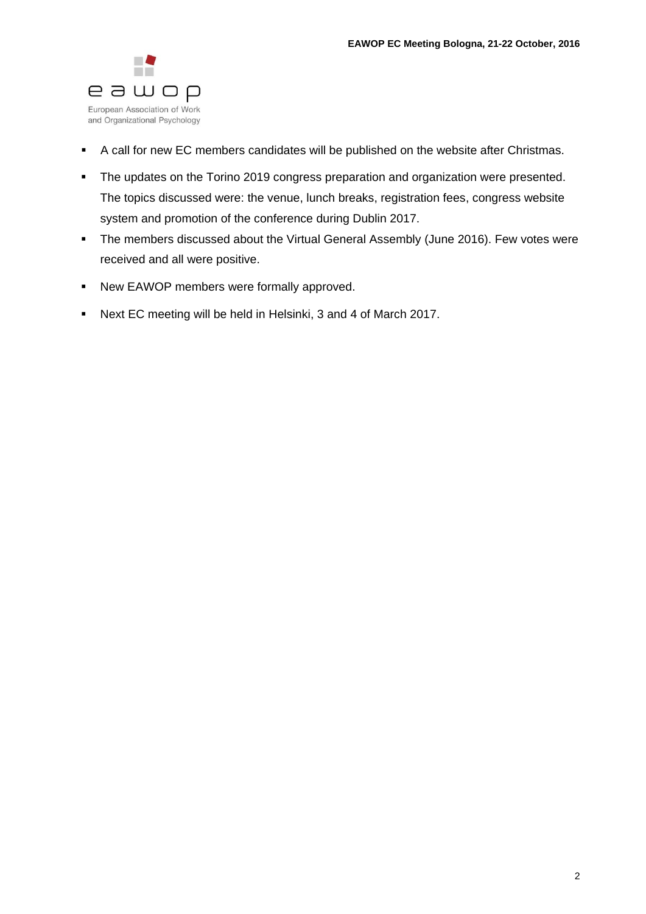- A call for new EC members candidates will be published on the website after Christmas.
- The updates on the Torino 2019 congress preparation and organization were presented. The topics discussed were: the venue, lunch breaks, registration fees, congress website system and promotion of the conference during Dublin 2017.
- The members discussed about the Virtual General Assembly (June 2016). Few votes were received and all were positive.
- New EAWOP members were formally approved.
- Next EC meeting will be held in Helsinki, 3 and 4 of March 2017.